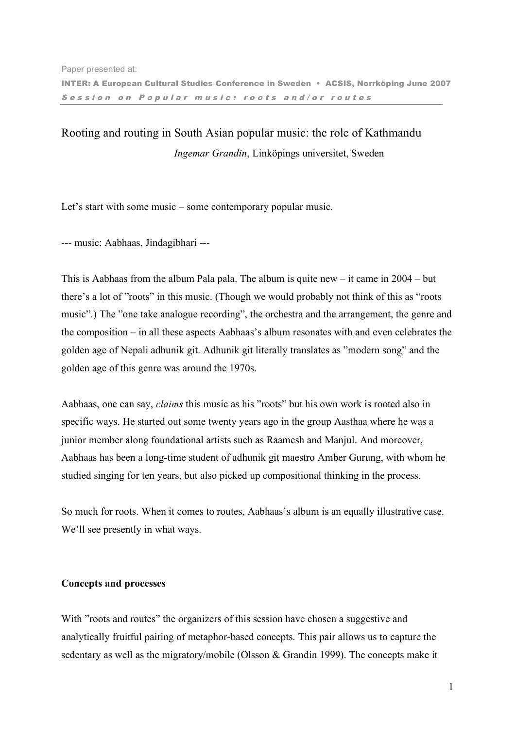Paper presented at:

INTER: A European Cultural Studies Conference in Sweden • ACSIS, Norrköping June 2007

*Session on Popular music: roots and/or routes*

# Rooting and routing in South Asian popular music: the role of Kathmandu

*Ingemar Grandin*, Linköpings universitet, Sweden

Let's start with some music – some contemporary popular music.

--- music: Aabhaas, Jindagibhari ---

This is Aabhaas from the album Pala pala. The album is quite new – it came in 2004 – but there's a lot of "roots" in this music. (Though we would probably not think of this as "roots music".) The "one take analogue recording", the orchestra and the arrangement, the genre and the composition – in all these aspects Aabhaas's album resonates with and even celebrates the golden age of Nepali adhunik git. Adhunik git literally translates as "modern song" and the golden age of this genre was around the 1970s.

Aabhaas, one can say, *claims* this music as his "roots" but his own work is rooted also in specific ways. He started out some twenty years ago in the group Aasthaa where he was a junior member along foundational artists such as Raamesh and Manjul. And moreover, Aabhaas has been a long-time student of adhunik git maestro Amber Gurung, with whom he studied singing for ten years, but also picked up compositional thinking in the process.

So much for roots. When it comes to routes, Aabhaas's album is an equally illustrative case. We'll see presently in what ways.

## Concepts and processes

With "roots and routes" the organizers of this session have chosen a suggestive and analytically fruitful pairing of metaphor-based concepts. This pair allows us to capture the sedentary as well as the migratory/mobile (Olsson & Grandin 1999). The concepts make it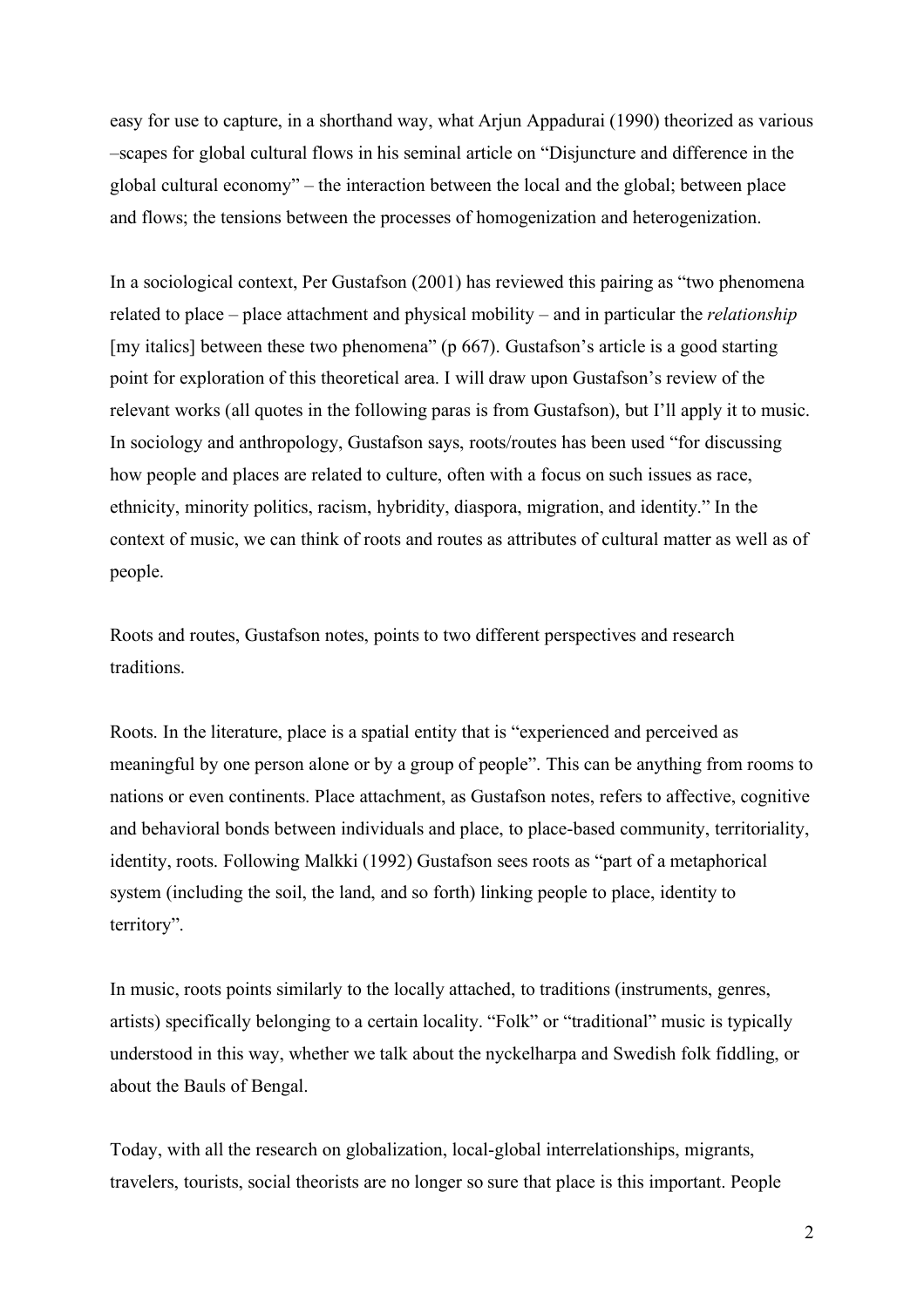easy for use to capture, in a shorthand way, what Arjun Appadurai (1990) theorized as various –scapes for global cultural flows in his seminal article on "Disjuncture and difference in the global cultural economy" – the interaction between the local and the global; between place and flows; the tensions between the processes of homogenization and heterogenization.

In a sociological context, Per Gustafson (2001) has reviewed this pairing as "two phenomena related to place – place attachment and physical mobility – and in particular the *relationship* [my italics] between these two phenomena" (p 667). Gustafson's article is a good starting point for exploration of this theoretical area. I will draw upon Gustafson's review of the relevant works (all quotes in the following paras is from Gustafson), but I'll apply it to music. In sociology and anthropology, Gustafson says, roots/routes has been used "for discussing how people and places are related to culture, often with a focus on such issues as race, ethnicity, minority politics, racism, hybridity, diaspora, migration, and identity." In the context of music, we can think of roots and routes as attributes of cultural matter as well as of people.

Roots and routes, Gustafson notes, points to two different perspectives and research traditions.

Roots. In the literature, place is a spatial entity that is "experienced and perceived as meaningful by one person alone or by a group of people". This can be anything from rooms to nations or even continents. Place attachment, as Gustafson notes, refers to affective, cognitive and behavioral bonds between individuals and place, to place-based community, territoriality, identity, roots. Following Malkki (1992) Gustafson sees roots as "part of a metaphorical system (including the soil, the land, and so forth) linking people to place, identity to territory".

In music, roots points similarly to the locally attached, to traditions (instruments, genres, artists) specifically belonging to a certain locality. "Folk" or "traditional" music is typically understood in this way, whether we talk about the nyckelharpa and Swedish folk fiddling, or about the Bauls of Bengal.

Today, with all the research on globalization, local-global interrelationships, migrants, travelers, tourists, social theorists are no longer so sure that place is this important. People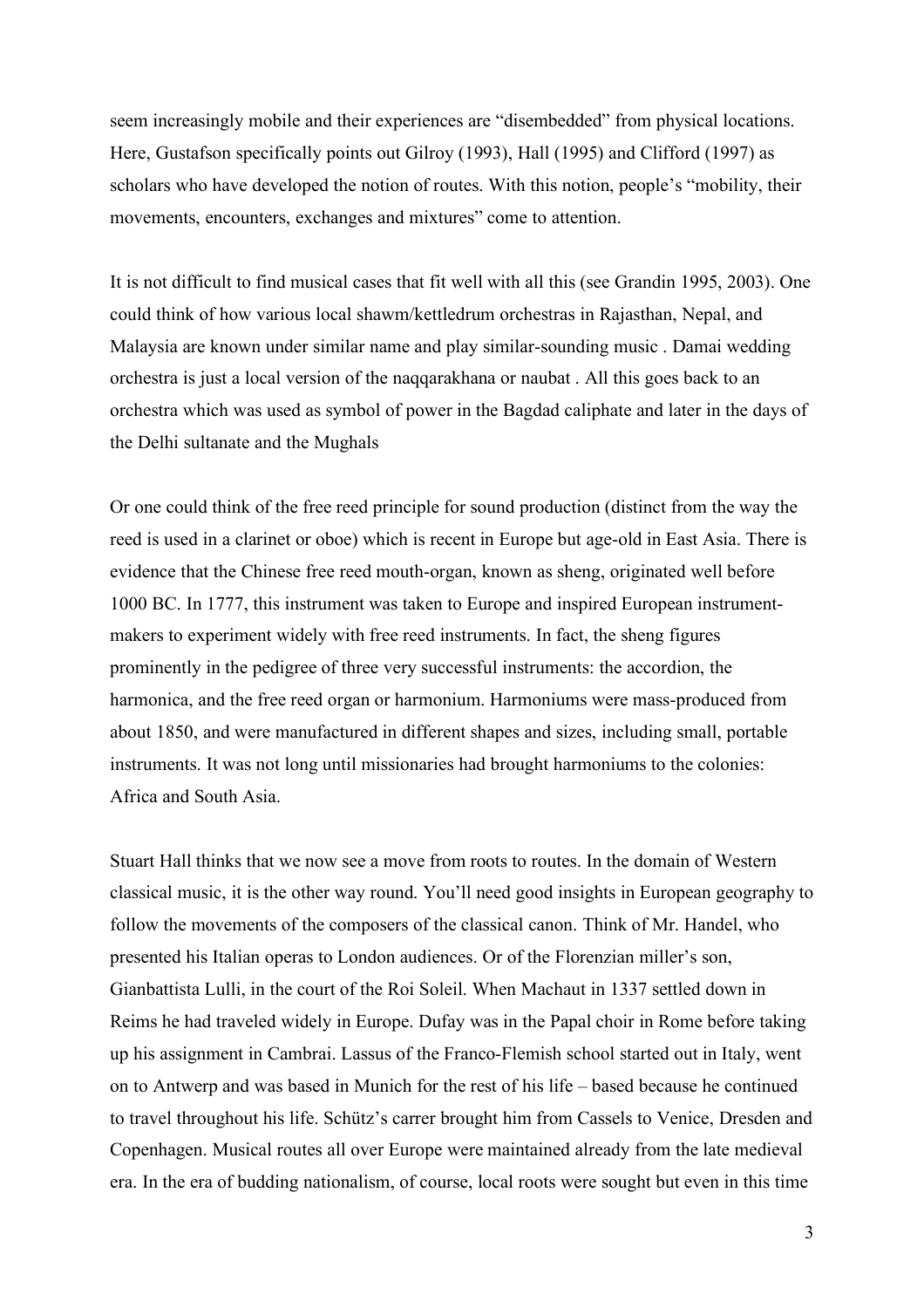seem increasingly mobile and their experiences are "disembedded" from physical locations. Here, Gustafson specifically points out Gilroy (1993), Hall (1995) and Clifford (1997) as scholars who have developed the notion of routes. With this notion, people's "mobility, their movements, encounters, exchanges and mixtures" come to attention.

It is not difficult to find musical cases that fit well with all this (see Grandin 1995, 2003). One could think of how various local shawm/kettledrum orchestras in Rajasthan, Nepal, and Malaysia are known under similar name and play similar-sounding music . Damai wedding orchestra is just a local version of the naqqarakhana or naubat . All this goes back to an orchestra which was used as symbol of power in the Bagdad caliphate and later in the days of the Delhi sultanate and the Mughals

Or one could think of the free reed principle for sound production (distinct from the way the reed is used in a clarinet or oboe) which is recent in Europe but age-old in East Asia. There is evidence that the Chinese free reed mouth-organ, known as sheng, originated well before 1000 BC. In 1777, this instrument was taken to Europe and inspired European instrument-makers to experiment widely with free reed instruments. In fact, the sheng figures prominently in the pedigree of three very successful instruments: the accordion, the harmonica, and the free reed organ or harmonium. Harmoniums were mass-produced from about 1850, and were manufactured in different shapes and sizes, including small, portable instruments. It was not long until missionaries had brought harmoniums to the colonies: Africa and South Asia.

Stuart Hall thinks that we now see a move from roots to routes. In the domain of Western classical music, it is the other way round. You'll need good insights in European geography to follow the movements of the composers of the classical canon. Think of Mr. Handel, who presented his Italian operas to London audiences. Or of the Florenzian miller's son, Gianbattista Lulli, in the court of the Roi Soleil. When Machaut in 1337 settled down in Reims he had traveled widely in Europe. Dufay was in the Papal choir in Rome before taking up his assignment in Cambrai. Lassus of the Franco-Flemish school started out in Italy, went on to Antwerp and was based in Munich for the rest of his life – based because he continued to travel throughout his life. Schütz's carrer brought him from Cassels to Venice, Dresden and Copenhagen. Musical routes all over Europe were maintained already from the late medieval era. In the era of budding nationalism, of course, local roots were sought but even in this time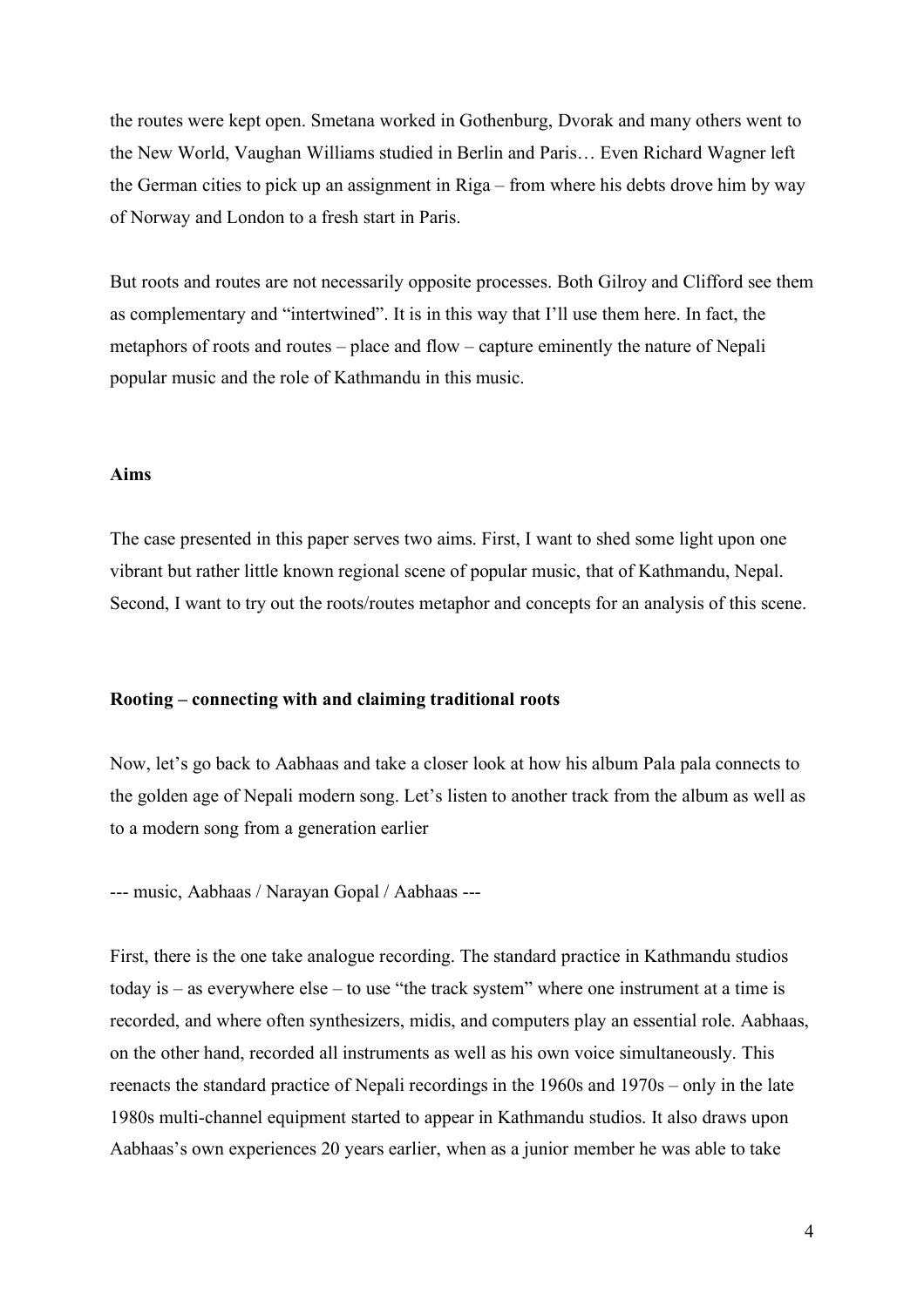the routes were kept open. Smetana worked in Gothenburg, Dvorak and many others went to the New World, Vaughan Williams studied in Berlin and Paris… Even Richard Wagner left the German cities to pick up an assignment in Riga – from where his debts drove him by way of Norway and London to a fresh start in Paris.

But roots and routes are not necessarily opposite processes. Both Gilroy and Clifford see them as complementary and "intertwined". It is in this way that I'll use them here. In fact, the metaphors of roots and routes – place and flow – capture eminently the nature of Nepali popular music and the role of Kathmandu in this music.

## Aims

The case presented in this paper serves two aims. First, I want to shed some light upon one vibrant but rather little known regional scene of popular music, that of Kathmandu, Nepal. Second, I want to try out the roots/routes metaphor and concepts for an analysis of this scene.

## Rooting – connecting with and claiming traditional roots

Now, let's go back to Aabhaas and take a closer look at how his album Pala pala connects to the golden age of Nepali modern song. Let's listen to another track from the album as well as to a modern song from a generation earlier

--- music, Aabhaas / Narayan Gopal / Aabhaas ---

First, there is the one take analogue recording. The standard practice in Kathmandu studios today is – as everywhere else – to use "the track system" where one instrument at a time is recorded, and where often synthesizers, midis, and computers play an essential role. Aabhaas, on the other hand, recorded all instruments as well as his own voice simultaneously. This reenacts the standard practice of Nepali recordings in the 1960s and 1970s – only in the late 1980s multi-channel equipment started to appear in Kathmandu studios. It also draws upon Aabhaas's own experiences 20 years earlier, when as a junior member he was able to take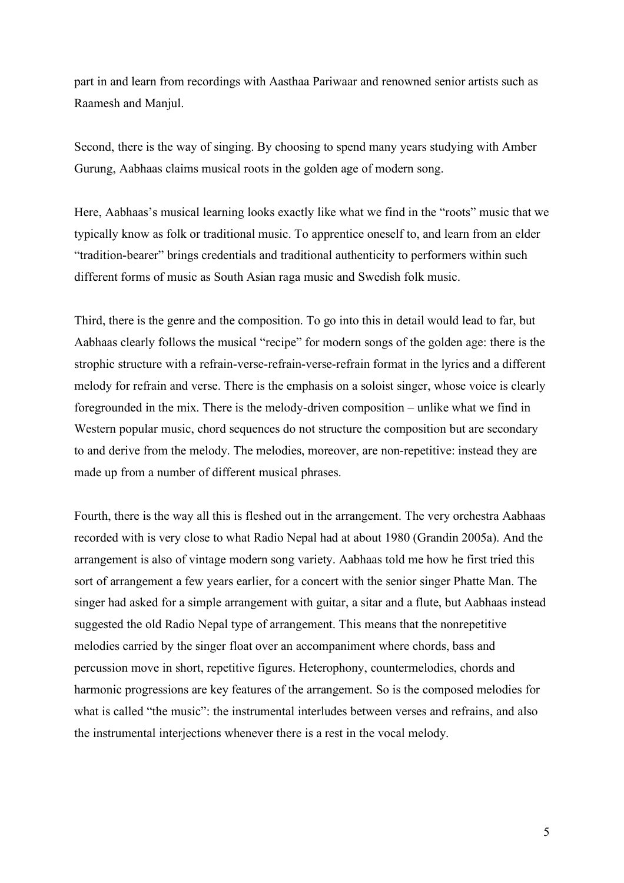part in and learn from recordings with Aasthaa Pariwaar and renowned senior artists such as Raamesh and Manjul.

Second, there is the way of singing. By choosing to spend many years studying with Amber Gurung, Aabhaas claims musical roots in the golden age of modern song.

Here, Aabhaas's musical learning looks exactly like what we find in the "roots" music that we typically know as folk or traditional music. To apprentice oneself to, and learn from an elder "tradition-bearer" brings credentials and traditional authenticity to performers within such different forms of music as South Asian raga music and Swedish folk music.

Third, there is the genre and the composition. To go into this in detail would lead to far, but Aabhaas clearly follows the musical "recipe" for modern songs of the golden age: there is the strophic structure with a refrain-verse-refrain-verse-refrain format in the lyrics and a different melody for refrain and verse. There is the emphasis on a soloist singer, whose voice is clearly foregrounded in the mix. There is the melody-driven composition – unlike what we find in Western popular music, chord sequences do not structure the composition but are secondary to and derive from the melody. The melodies, moreover, are non-repetitive: instead they are made up from a number of different musical phrases.

Fourth, there is the way all this is fleshed out in the arrangement. The very orchestra Aabhaas recorded with is very close to what Radio Nepal had at about 1980 (Grandin 2005a). And the arrangement is also of vintage modern song variety. Aabhaas told me how he first tried this sort of arrangement a few years earlier, for a concert with the senior singer Phatte Man. The singer had asked for a simple arrangement with guitar, a sitar and a flute, but Aabhaas instead suggested the old Radio Nepal type of arrangement. This means that the nonrepetitive melodies carried by the singer float over an accompaniment where chords, bass and percussion move in short, repetitive figures. Heterophony, countermelodies, chords and harmonic progressions are key features of the arrangement. So is the composed melodies for what is called "the music": the instrumental interludes between verses and refrains, and also the instrumental interjections whenever there is a rest in the vocal melody.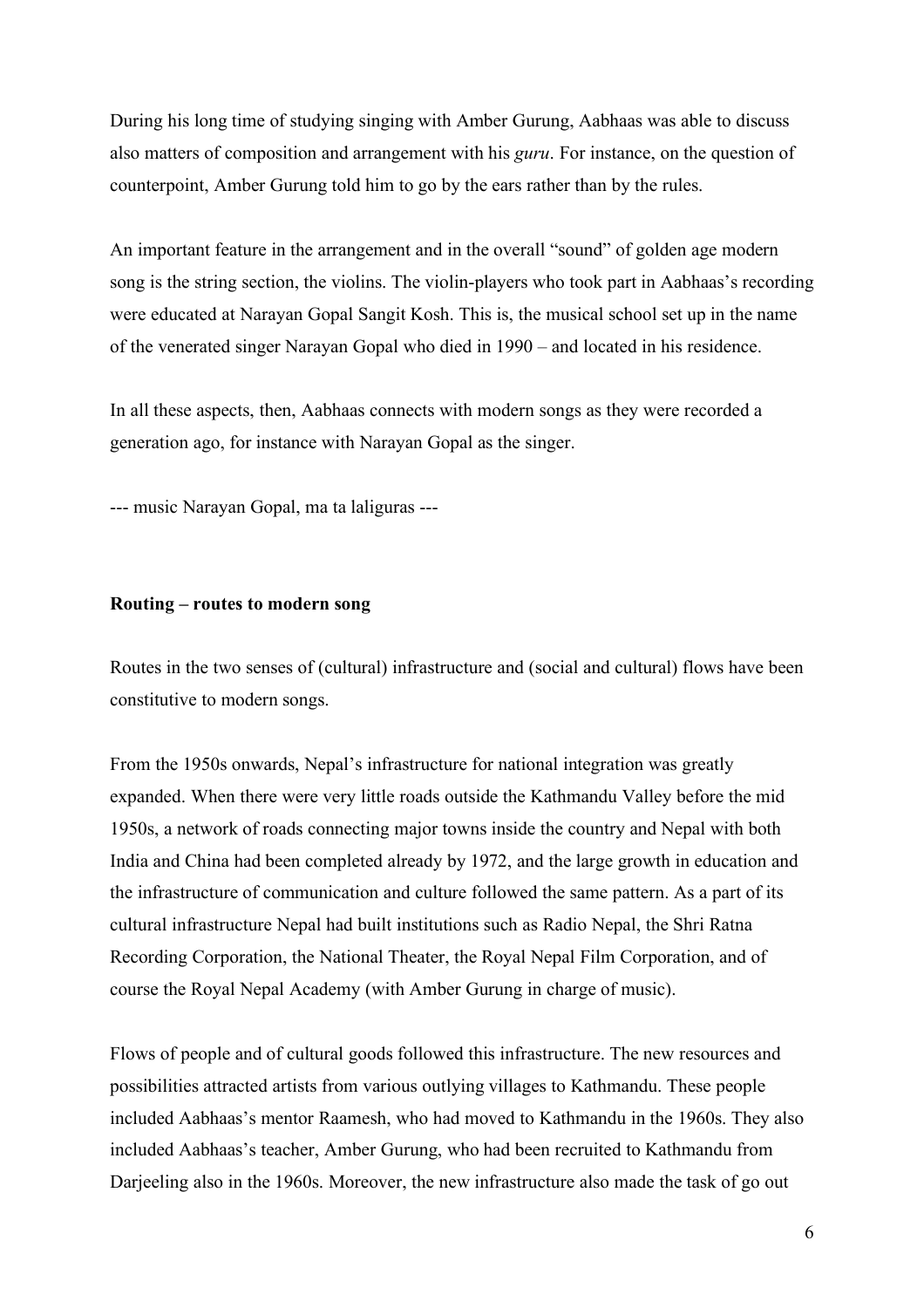During his long time of studying singing with Amber Gurung, Aabhaas was able to discuss also matters of composition and arrangement with his *guru*. For instance, on the question of counterpoint, Amber Gurung told him to go by the ears rather than by the rules.

An important feature in the arrangement and in the overall "sound" of golden age modern song is the string section, the violins. The violin-players who took part in Aabhaas's recording were educated at Narayan Gopal Sangit Kosh. This is, the musical school set up in the name of the venerated singer Narayan Gopal who died in 1990 – and located in his residence.

In all these aspects, then, Aabhaas connects with modern songs as they were recorded a generation ago, for instance with Narayan Gopal as the singer.

--- music Narayan Gopal, ma ta laliguras ---

**Routing – routes to modern song**

Routes in the two senses of (cultural) infrastructure and (social and cultural) flows have been constitutive to modern songs.

From the 1950s onwards, Nepal's infrastructure for national integration was greatly expanded. When there were very little roads outside the Kathmandu Valley before the mid 1950s, a network of roads connecting major towns inside the country and Nepal with both India and China had been completed already by 1972, and the large growth in education and the infrastructure of communication and culture followed the same pattern. As a part of its cultural infrastructure Nepal had built institutions such as Radio Nepal, the Shri Ratna Recording Corporation, the National Theater, the Royal Nepal Film Corporation, and of course the Royal Nepal Academy (with Amber Gurung in charge of music).

Flows of people and of cultural goods followed this infrastructure. The new resources and possibilities attracted artists from various outlying villages to Kathmandu. These people included Aabhaas's mentor Raamesh, who had moved to Kathmandu in the 1960s. They also included Aabhaas's teacher, Amber Gurung, who had been recruited to Kathmandu from Darjeeling also in the 1960s. Moreover, the new infrastructure also made the task of go out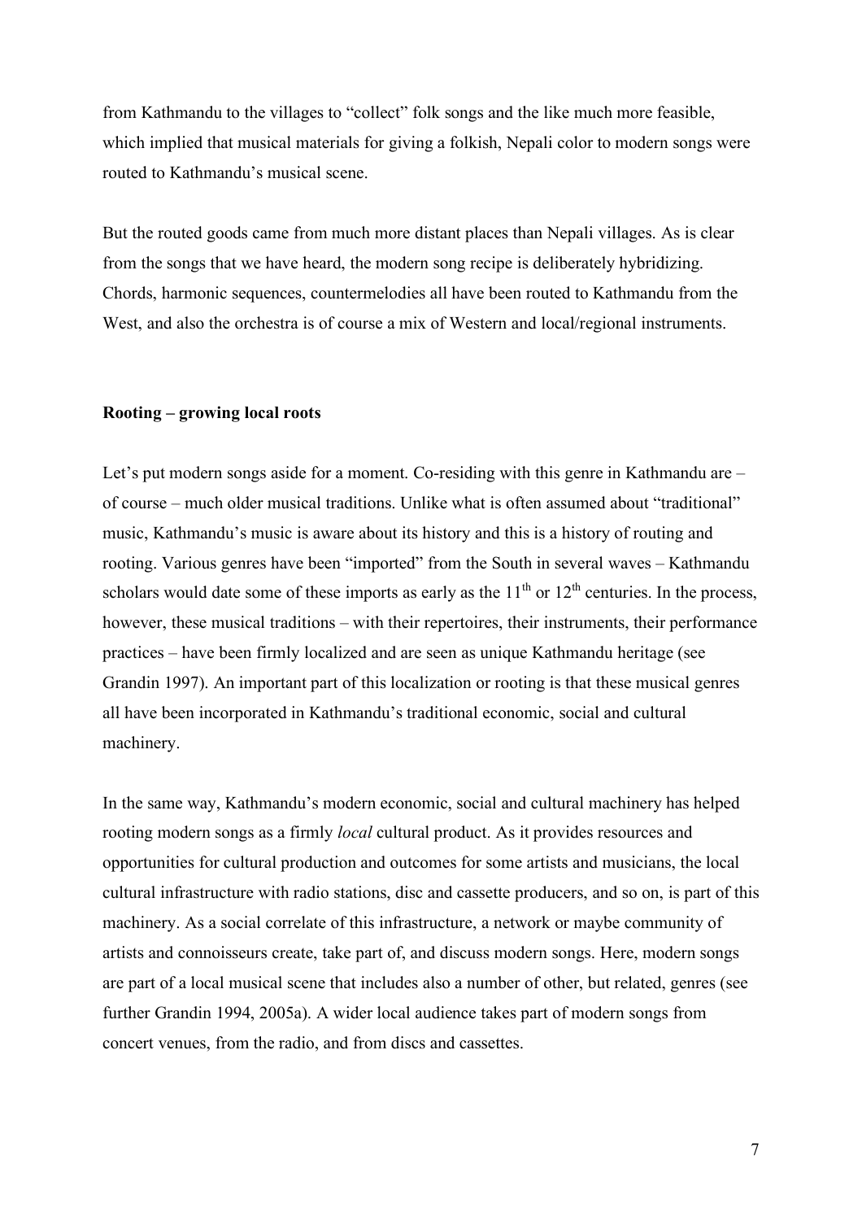from Kathmandu to the villages to "collect" folk songs and the like much more feasible, which implied that musical materials for giving a folkish, Nepali color to modern songs were routed to Kathmandu's musical scene.

But the routed goods came from much more distant places than Nepali villages. As is clear from the songs that we have heard, the modern song recipe is deliberately hybridizing. Chords, harmonic sequences, countermelodies all have been routed to Kathmandu from the West, and also the orchestra is of course a mix of Western and local/regional instruments.

### Rooting – growing local roots

Let's put modern songs aside for a moment. Co-residing with this genre in Kathmandu are – of course – much older musical traditions. Unlike what is often assumed about "traditional" music, Kathmandu's music is aware about its history and this is a history of routing and rooting. Various genres have been "imported" from the South in several waves – Kathmandu scholars would date some of these imports as early as the 11th or 12th centuries. In the process, however, these musical traditions – with their repertoires, their instruments, their performance practices – have been firmly localized and are seen as unique Kathmandu heritage (see Grandin 1997). An important part of this localization or rooting is that these musical genres all have been incorporated in Kathmandu's traditional economic, social and cultural machinery.

In the same way, Kathmandu's modern economic, social and cultural machinery has helped rooting modern songs as a firmly *local* cultural product. As it provides resources and opportunities for cultural production and outcomes for some artists and musicians, the local cultural infrastructure with radio stations, disc and cassette producers, and so on, is part of this machinery. As a social correlate of this infrastructure, a network or maybe community of artists and connoisseurs create, take part of, and discuss modern songs. Here, modern songs are part of a local musical scene that includes also a number of other, but related, genres (see further Grandin 1994, 2005a). A wider local audience takes part of modern songs from concert venues, from the radio, and from discs and cassettes.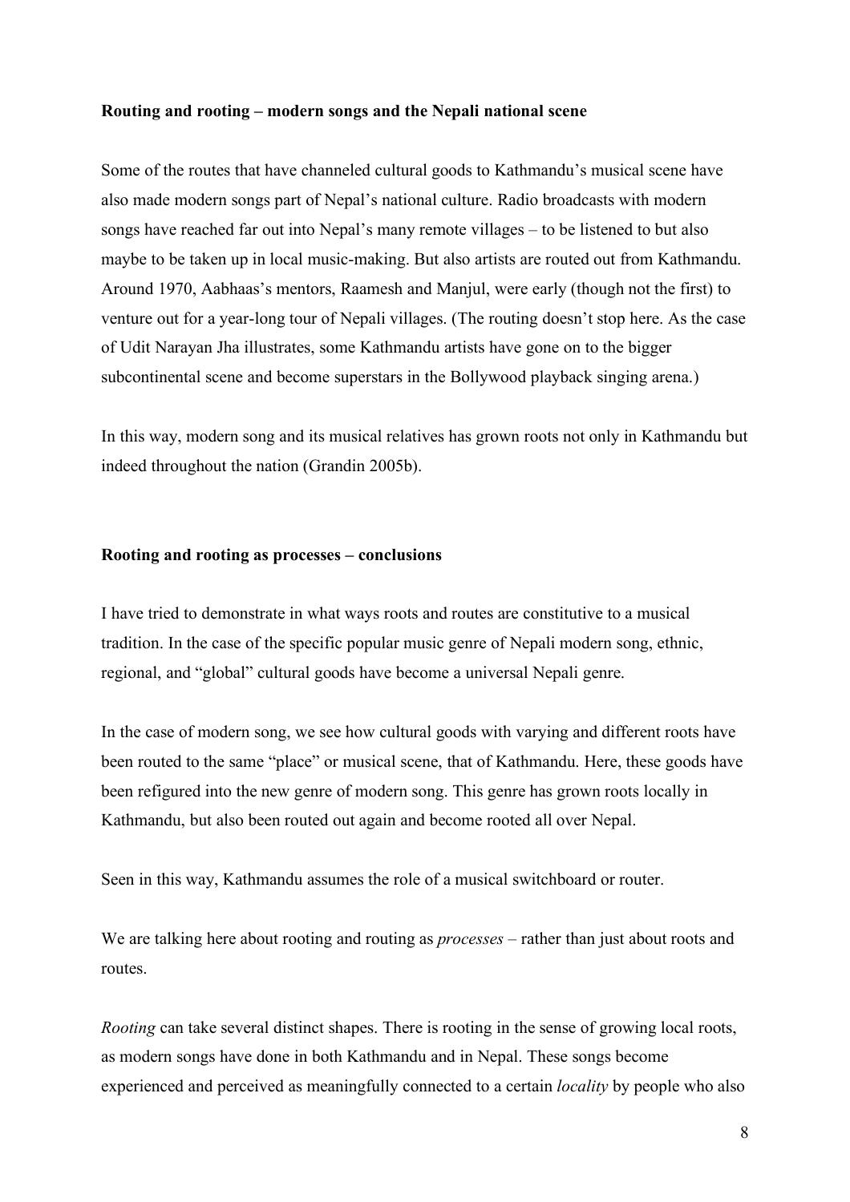**Routing and rooting – modern songs and the Nepali national scene**

Some of the routes that have channeled cultural goods to Kathmandu's musical scene have also made modern songs part of Nepal's national culture. Radio broadcasts with modern songs have reached far out into Nepal's many remote villages – to be listened to but also maybe to be taken up in local music-making. But also artists are routed out from Kathmandu. Around 1970, Aabhaas's mentors, Raamesh and Manjul, were early (though not the first) to venture out for a year-long tour of Nepali villages. (The routing doesn't stop here. As the case of Udit Narayan Jha illustrates, some Kathmandu artists have gone on to the bigger subcontinental scene and become superstars in the Bollywood playback singing arena.)

In this way, modern song and its musical relatives has grown roots not only in Kathmandu but indeed throughout the nation (Grandin 2005b).

**Rooting and rooting as processes – conclusions**

I have tried to demonstrate in what ways roots and routes are constitutive to a musical tradition. In the case of the specific popular music genre of Nepali modern song, ethnic, regional, and "global" cultural goods have become a universal Nepali genre.

In the case of modern song, we see how cultural goods with varying and different roots have been routed to the same "place" or musical scene, that of Kathmandu. Here, these goods have been refigured into the new genre of modern song. This genre has grown roots locally in Kathmandu, but also been routed out again and become rooted all over Nepal.

Seen in this way, Kathmandu assumes the role of a musical switchboard or router.

We are talking here about rooting and routing as *processes* – rather than just about roots and routes.

*Rooting* can take several distinct shapes. There is rooting in the sense of growing local roots, as modern songs have done in both Kathmandu and in Nepal. These songs become experienced and perceived as meaningfully connected to a certain *locality* by people who also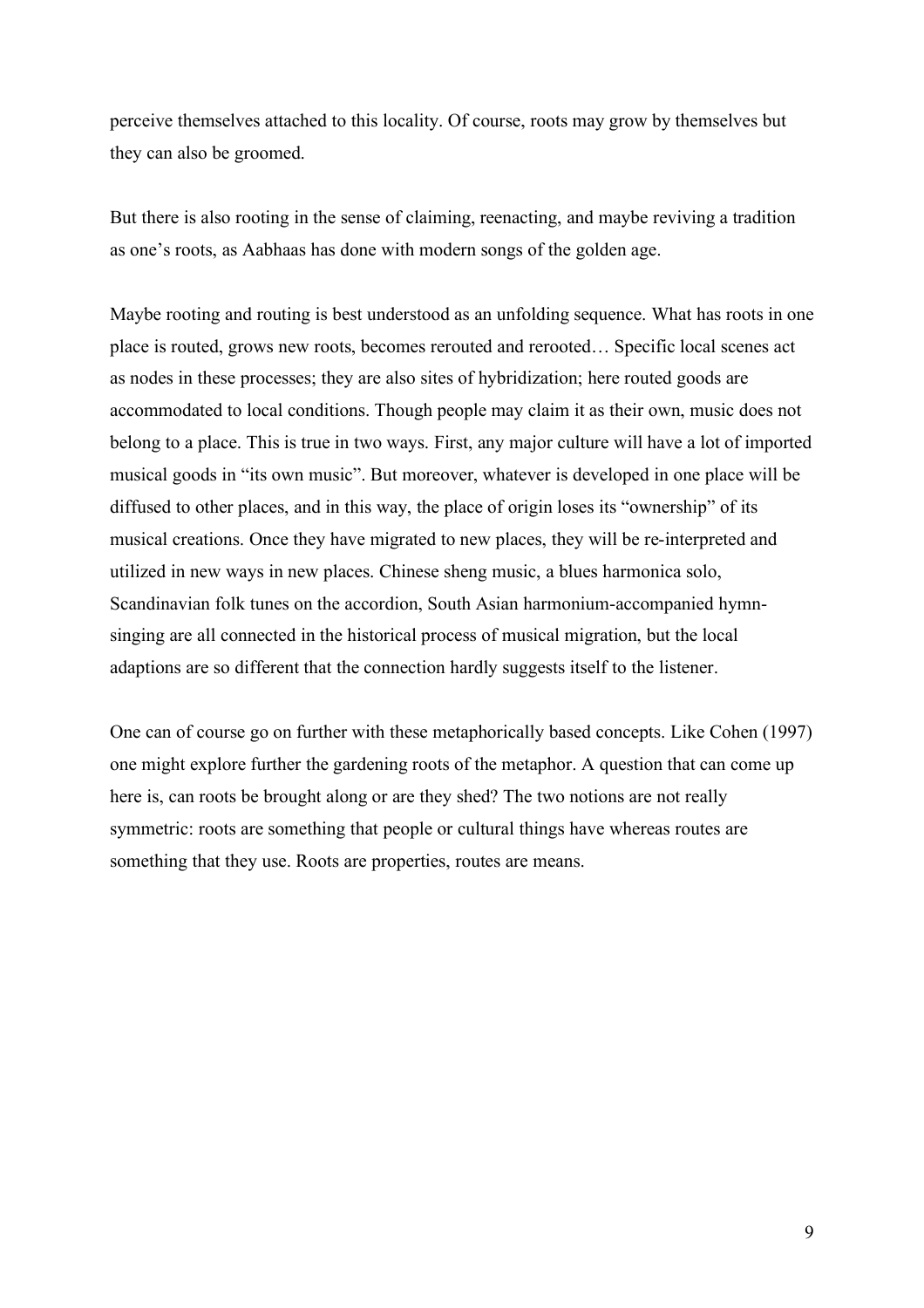perceive themselves attached to this locality. Of course, roots may grow by themselves but they can also be groomed.

But there is also rooting in the sense of claiming, reenacting, and maybe reviving a tradition as one's roots, as Aabhaas has done with modern songs of the golden age.

Maybe rooting and routing is best understood as an unfolding sequence. What has roots in one place is routed, grows new roots, becomes rerouted and rerooted… Specific local scenes act as nodes in these processes; they are also sites of hybridization; here routed goods are accommodated to local conditions. Though people may claim it as their own, music does not belong to a place. This is true in two ways. First, any major culture will have a lot of imported musical goods in "its own music". But moreover, whatever is developed in one place will be diffused to other places, and in this way, the place of origin loses its "ownership" of its musical creations. Once they have migrated to new places, they will be re-interpreted and utilized in new ways in new places. Chinese sheng music, a blues harmonica solo, Scandinavian folk tunes on the accordion, South Asian harmonium-accompanied hymn-singing are all connected in the historical process of musical migration, but the local adaptions are so different that the connection hardly suggests itself to the listener.

One can of course go on further with these metaphorically based concepts. Like Cohen (1997) one might explore further the gardening roots of the metaphor. A question that can come up here is, can roots be brought along or are they shed? The two notions are not really symmetric: roots are something that people or cultural things have whereas routes are something that they use. Roots are properties, routes are means.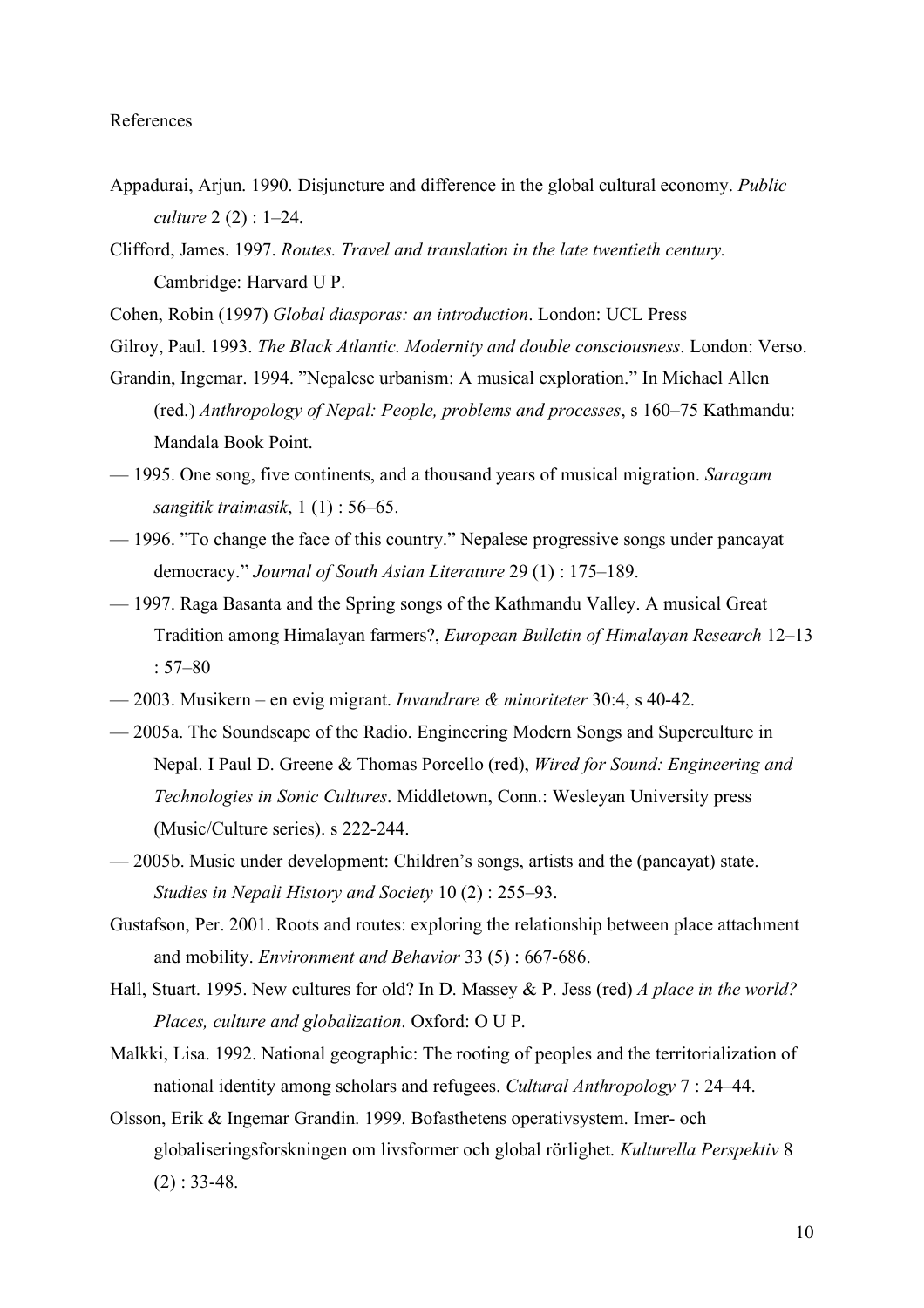References

Appadurai, Arjun. 1990. Disjuncture and difference in the global cultural economy. *Public culture* 2 (2) : 1–24.

Clifford, James. 1997. *Routes. Travel and translation in the late twentieth century.* Cambridge: Harvard U P.

Cohen, Robin (1997) *Global diasporas: an introduction*. London: UCL Press

Gilroy, Paul. 1993. *The Black Atlantic. Modernity and double consciousness*. London: Verso.

Grandin, Ingemar. 1994. "Nepalese urbanism: A musical exploration." In Michael Allen (red.) *Anthropology of Nepal: People, problems and processes*, s 160–75 Kathmandu: Mandala Book Point.

— 1995. One song, five continents, and a thousand years of musical migration. *Saragam sangitik traimasik*, 1 (1) : 56–65.

— 1996. "To change the face of this country." Nepalese progressive songs under pancayat democracy." *Journal of South Asian Literature* 29 (1) : 175–189.

— 1997. Raga Basanta and the Spring songs of the Kathmandu Valley. A musical Great Tradition among Himalayan farmers?, *European Bulletin of Himalayan Research* 12–13 : 57–80

— 2003. Musikern – en evig migrant. *Invandrare & minoriteter* 30:4, s 40-42.

— 2005a. The Soundscape of the Radio. Engineering Modern Songs and Superculture in Nepal. I Paul D. Greene & Thomas Porcello (red), *Wired for Sound: Engineering and Technologies in Sonic Cultures*. Middletown, Conn.: Wesleyan University press (Music/Culture series). s 222-244.

— 2005b. Music under development: Children's songs, artists and the (pancayat) state. *Studies in Nepali History and Society* 10 (2) : 255–93.

Gustafson, Per. 2001. Roots and routes: exploring the relationship between place attachment and mobility. *Environment and Behavior* 33 (5) : 667-686.

Hall, Stuart. 1995. New cultures for old? In D. Massey & P. Jess (red) *A place in the world? Places, culture and globalization*. Oxford: O U P.

Malkki, Lisa. 1992. National geographic: The rooting of peoples and the territorialization of national identity among scholars and refugees. *Cultural Anthropology* 7 : 24–44.

Olsson, Erik & Ingemar Grandin. 1999. Bofasthetens operativsystem. Imer- och globaliseringsforskningen om livsformer och global rörlighet. *Kulturella Perspektiv* 8 (2) : 33-48.